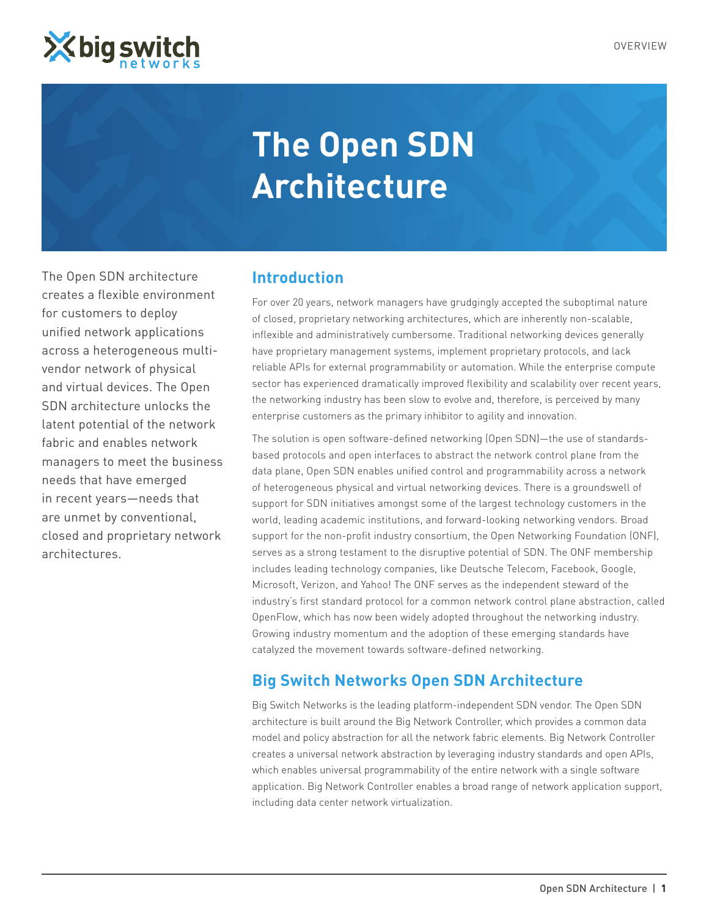# The Open SDN Architecture

The Open SDN architecture creates a flexible environment for customers to deploy unified network applications across a heterogeneous multi-vendor network of physical and virtual devices. The Open SDN architecture unlocks the latent potential of the network fabric and enables network managers to meet the business needs that have emerged in recent years—needs that are unmet by conventional, closed and proprietary network architectures.

## Introduction

For over 20 years, network managers have grudgingly accepted the suboptimal nature of closed, proprietary networking architectures, which are inherently non-scalable, inflexible and administratively cumbersome. Traditional networking devices generally have proprietary management systems, implement proprietary protocols, and lack reliable APIs for external programmability or automation. While the enterprise compute sector has experienced dramatically improved flexibility and scalability over recent years, the networking industry has been slow to evolve and, therefore, is perceived by many enterprise customers as the primary inhibitor to agility and innovation.

The solution is open software-defined networking (Open SDN)—the use of standards-based protocols and open interfaces to abstract the network control plane from the data plane, Open SDN enables unified control and programmability across a network of heterogeneous physical and virtual networking devices. There is a groundswell of support for SDN initiatives amongst some of the largest technology customers in the world, leading academic institutions, and forward-looking networking vendors. Broad support for the non-profit industry consortium, the Open Networking Foundation (ONF), serves as a strong testament to the disruptive potential of SDN. The ONF membership includes leading technology companies, like Deutsche Telecom, Facebook, Google, Microsoft, Verizon, and Yahoo! The ONF serves as the independent steward of the industry's first standard protocol for a common network control plane abstraction, called OpenFlow, which has now been widely adopted throughout the networking industry. Growing industry momentum and the adoption of these emerging standards have catalyzed the movement towards software-defined networking.

## Big Switch Networks Open SDN Architecture

Big Switch Networks is the leading platform-independent SDN vendor. The Open SDN architecture is built around the Big Network Controller, which provides a common data model and policy abstraction for all the network fabric elements. Big Network Controller creates a universal network abstraction by leveraging industry standards and open APIs, which enables universal programmability of the entire network with a single software application. Big Network Controller enables a broad range of network application support, including data center network virtualization.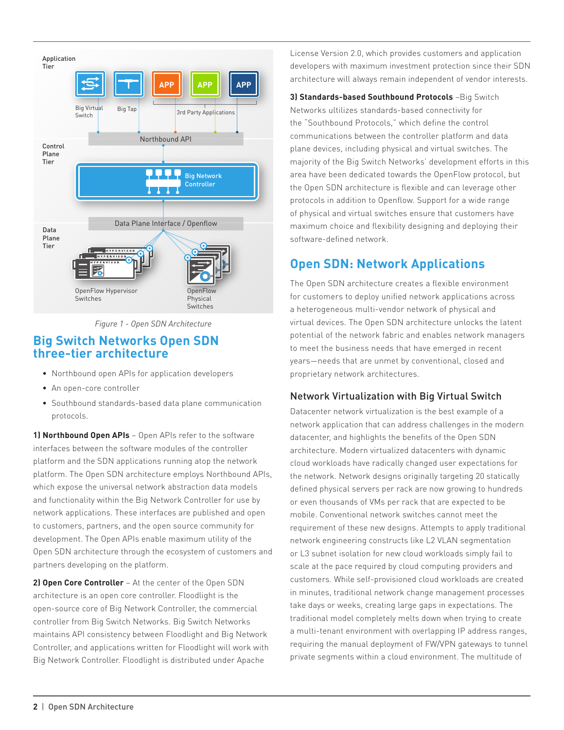Figure 1 - Open SDN Architecture

## Big Switch Networks Open SDN three-tier architecture

- Northbound open APIs for application developers
- An open-core controller
- Southbound standards-based data plane communication protocols.

**1) Northbound Open APIs** – Open APIs refer to the software interfaces between the software modules of the controller platform and the SDN applications running atop the network platform. The Open SDN architecture employs Northbound APIs, which expose the universal network abstraction data models and functionality within the Big Network Controller for use by network applications. These interfaces are published and open to customers, partners, and the open source community for development. The Open APIs enable maximum utility of the Open SDN architecture through the ecosystem of customers and partners developing on the platform.

**2) Open Core Controller** – At the center of the Open SDN architecture is an open core controller. Floodlight is the open-source core of Big Network Controller, the commercial controller from Big Switch Networks. Big Switch Networks maintains API consistency between Floodlight and Big Network Controller, and applications written for Floodlight will work with Big Network Controller. Floodlight is distributed under Apache License Version 2.0, which provides customers and application developers with maximum investment protection since their SDN architecture will always remain independent of vendor interests.

**3) Standards-based Southbound Protocols** –Big Switch Networks ultilizes standards-based connectivity for the "Southbound Protocols," which define the control communications between the controller platform and data plane devices, including physical and virtual switches. The majority of the Big Switch Networks' development efforts in this area have been dedicated towards the OpenFlow protocol, but the Open SDN architecture is flexible and can leverage other protocols in addition to Openflow. Support for a wide range of physical and virtual switches ensure that customers have maximum choice and flexibility designing and deploying their software-defined network.

## Open SDN: Network Applications

The Open SDN architecture creates a flexible environment for customers to deploy unified network applications across a heterogeneous multi-vendor network of physical and virtual devices. The Open SDN architecture unlocks the latent potential of the network fabric and enables network managers to meet the business needs that have emerged in recent years—needs that are unmet by conventional, closed and proprietary network architectures.

### Network Virtualization with Big Virtual Switch

Datacenter network virtualization is the best example of a network application that can address challenges in the modern datacenter, and highlights the benefits of the Open SDN architecture. Modern virtualized datacenters with dynamic cloud workloads have radically changed user expectations for the network. Network designs originally targeting 20 statically defined physical servers per rack are now growing to hundreds or even thousands of VMs per rack that are expected to be mobile. Conventional network switches cannot meet the requirement of these new designs. Attempts to apply traditional network engineering constructs like L2 VLAN segmentation or L3 subnet isolation for new cloud workloads simply fail to scale at the pace required by cloud computing providers and customers. While self-provisioned cloud workloads are created in minutes, traditional network change management processes take days or weeks, creating large gaps in expectations. The traditional model completely melts down when trying to create a multi-tenant environment with overlapping IP address ranges, requiring the manual deployment of FW/VPN gateways to tunnel private segments within a cloud environment. The multitude of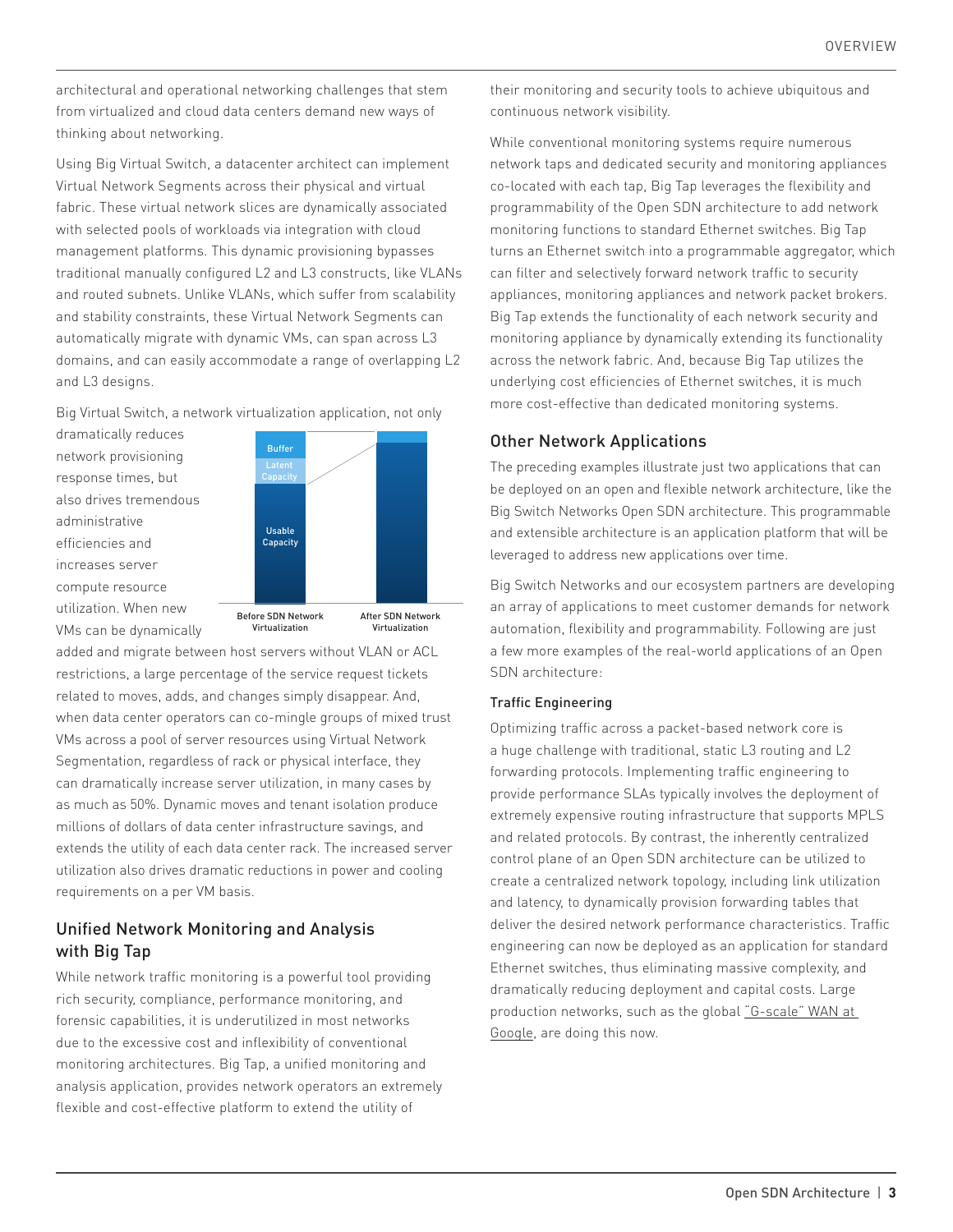architectural and operational networking challenges that stem from virtualized and cloud data centers demand new ways of thinking about networking.

Using Big Virtual Switch, a datacenter architect can implement Virtual Network Segments across their physical and virtual fabric. These virtual network slices are dynamically associated with selected pools of workloads via integration with cloud management platforms. This dynamic provisioning bypasses traditional manually configured L2 and L3 constructs, like VLANs and routed subnets. Unlike VLANs, which suffer from scalability and stability constraints, these Virtual Network Segments can automatically migrate with dynamic VMs, can span across L3 domains, and can easily accommodate a range of overlapping L2 and L3 designs.

Big Virtual Switch, a network virtualization application, not only dramatically reduces network provisioning response times, but also drives tremendous administrative efficiencies and increases server compute resource utilization. When new VMs can be dynamically added and migrate between host servers without VLAN or ACL restrictions, a large percentage of the service request tickets related to moves, adds, and changes simply disappear. And, when data center operators can co-mingle groups of mixed trust VMs across a pool of server resources using Virtual Network Segmentation, regardless of rack or physical interface, they can dramatically increase server utilization, in many cases by as much as 50%. Dynamic moves and tenant isolation produce millions of dollars of data center infrastructure savings, and extends the utility of each data center rack. The increased server utilization also drives dramatic reductions in power and cooling requirements on a per VM basis.

Buffer | Latent Capacity | Usable Capacity

Before SDN Network Virtualization | After SDN Network Virtualization

## Unified Network Monitoring and Analysis with Big Tap

While network traffic monitoring is a powerful tool providing rich security, compliance, performance monitoring, and forensic capabilities, it is underutilized in most networks due to the excessive cost and inflexibility of conventional monitoring architectures. Big Tap, a unified monitoring and analysis application, provides network operators an extremely flexible and cost-effective platform to extend the utility of their monitoring and security tools to achieve ubiquitous and continuous network visibility.

While conventional monitoring systems require numerous network taps and dedicated security and monitoring appliances co-located with each tap, Big Tap leverages the flexibility and programmability of the Open SDN architecture to add network monitoring functions to standard Ethernet switches. Big Tap turns an Ethernet switch into a programmable aggregator, which can filter and selectively forward network traffic to security appliances, monitoring appliances and network packet brokers. Big Tap extends the functionality of each network security and monitoring appliance by dynamically extending its functionality across the network fabric. And, because Big Tap utilizes the underlying cost efficiencies of Ethernet switches, it is much more cost-effective than dedicated monitoring systems.

## Other Network Applications

The preceding examples illustrate just two applications that can be deployed on an open and flexible network architecture, like the Big Switch Networks Open SDN architecture. This programmable and extensible architecture is an application platform that will be leveraged to address new applications over time.

Big Switch Networks and our ecosystem partners are developing an array of applications to meet customer demands for network automation, flexibility and programmability. Following are just a few more examples of the real-world applications of an Open SDN architecture:

### Traffic Engineering

Optimizing traffic across a packet-based network core is a huge challenge with traditional, static L3 routing and L2 forwarding protocols. Implementing traffic engineering to provide performance SLAs typically involves the deployment of extremely expensive routing infrastructure that supports MPLS and related protocols. By contrast, the inherently centralized control plane of an Open SDN architecture can be utilized to create a centralized network topology, including link utilization and latency, to dynamically provision forwarding tables that deliver the desired network performance characteristics. Traffic engineering can now be deployed as an application for standard Ethernet switches, thus eliminating massive complexity, and dramatically reducing deployment and capital costs. Large production networks, such as the global "G-scale" WAN at Google, are doing this now.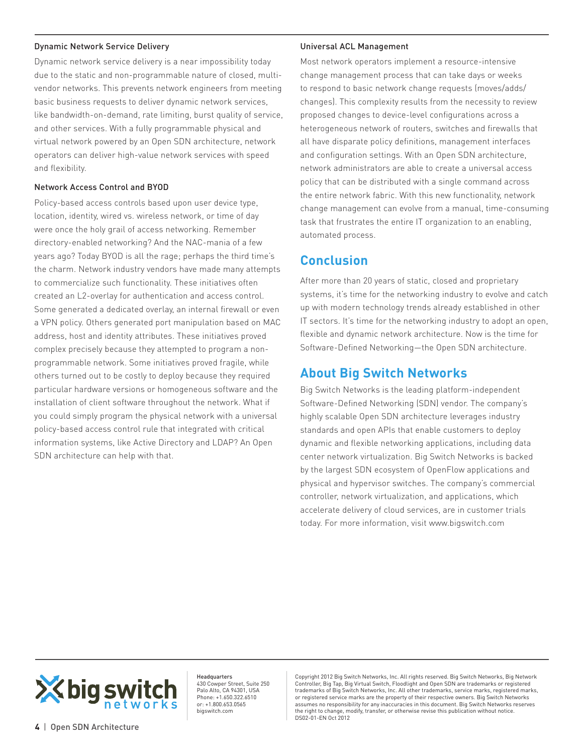### Dynamic Network Service Delivery

Dynamic network service delivery is a near impossibility today due to the static and non-programmable nature of closed, multi-vendor networks. This prevents network engineers from meeting basic business requests to deliver dynamic network services, like bandwidth-on-demand, rate limiting, burst quality of service, and other services. With a fully programmable physical and virtual network powered by an Open SDN architecture, network operators can deliver high-value network services with speed and flexibility.

### Network Access Control and BYOD

Policy-based access controls based upon user device type, location, identity, wired vs. wireless network, or time of day were once the holy grail of access networking. Remember directory-enabled networking? And the NAC-mania of a few years ago? Today BYOD is all the rage; perhaps the third time's the charm. Network industry vendors have made many attempts to commercialize such functionality. These initiatives often created an L2-overlay for authentication and access control. Some generated a dedicated overlay, an internal firewall or even a VPN policy. Others generated port manipulation based on MAC address, host and identity attributes. These initiatives proved complex precisely because they attempted to program a non-programmable network. Some initiatives proved fragile, while others turned out to be costly to deploy because they required particular hardware versions or homogeneous software and the installation of client software throughout the network. What if you could simply program the physical network with a universal policy-based access control rule that integrated with critical information systems, like Active Directory and LDAP? An Open SDN architecture can help with that.

### Universal ACL Management

Most network operators implement a resource-intensive change management process that can take days or weeks to respond to basic network change requests (moves/adds/changes). This complexity results from the necessity to review proposed changes to device-level configurations across a heterogeneous network of routers, switches and firewalls that all have disparate policy definitions, management interfaces and configuration settings. With an Open SDN architecture, network administrators are able to create a universal access policy that can be distributed with a single command across the entire network fabric. With this new functionality, network change management can evolve from a manual, time-consuming task that frustrates the entire IT organization to an enabling, automated process.

## Conclusion

After more than 20 years of static, closed and proprietary systems, it's time for the networking industry to evolve and catch up with modern technology trends already established in other IT sectors. It's time for the networking industry to adopt an open, flexible and dynamic network architecture. Now is the time for Software-Defined Networking—the Open SDN architecture.

## About Big Switch Networks

Big Switch Networks is the leading platform-independent Software-Defined Networking (SDN) vendor. The company's highly scalable Open SDN architecture leverages industry standards and open APIs that enable customers to deploy dynamic and flexible networking applications, including data center network virtualization. Big Switch Networks is backed by the largest SDN ecosystem of OpenFlow applications and physical and hypervisor switches. The company's commercial controller, network virtualization, and applications, which accelerate delivery of cloud services, are in customer trials today. For more information, visit www.bigswitch.com

big switch networks

**Headquarters**
430 Cowper Street, Suite 250
Palo Alto, CA 94301, USA
Phone: +1.650.322.6510
or: +1.800.653.0565
bigswitch.com

Copyright 2012 Big Switch Networks, Inc. All rights reserved. Big Switch Networks, Big Network Controller, Big Tap, Big Virtual Switch, Floodlight and Open SDN are trademarks or registered trademarks of Big Switch Networks, Inc. All other trademarks, service marks, registered marks, or registered service marks are the property of their respective owners. Big Switch Networks assumes no responsibility for any inaccuracies in this document. Big Switch Networks reserves the right to change, modify, transfer, or otherwise revise this publication without notice.
DS02-01-EN Oct 2012